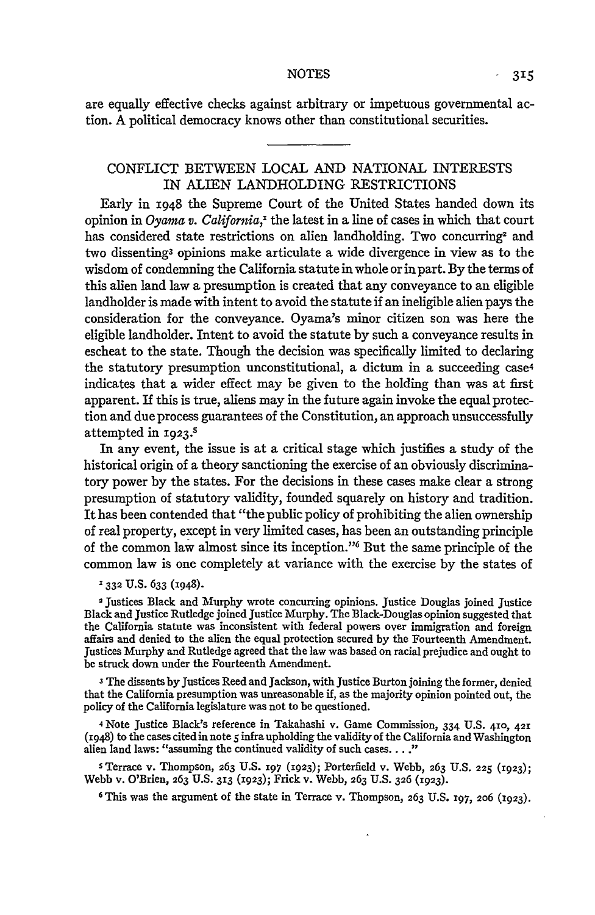are equally effective checks against arbitrary or impetuous governmental action. A political democracy knows other than constitutional securities.

## CONFLICT BETWEEN LOCAL AND NATIONAL INTERESTS IN ALIEN LANDHOLDING RESTRICTIONS

Early in 1948 the Supreme Court of the United States handed down its opinion in *Oyama v. California*,[1] the latest in a line of cases in which that court has considered state restrictions on alien landholding. Two concurring[2] and two dissenting[3] opinions make articulate a wide divergence in view as to the wisdom of condemning the California statute in whole or in part. By the terms of this alien land law a presumption is created that any conveyance to an eligible landholder is made with intent to avoid the statute if an ineligible alien pays the consideration for the conveyance. Oyama's minor citizen son was here the eligible landholder. Intent to avoid the statute by such a conveyance results in escheat to the state. Though the decision was specifically limited to declaring the statutory presumption unconstitutional, a dictum in a succeeding case[4] indicates that a wider effect may be given to the holding than was at first apparent. If this is true, aliens may in the future again invoke the equal protection and due process guarantees of the Constitution, an approach unsuccessfully attempted in 1923.[5]

In any event, the issue is at a critical stage which justifies a study of the historical origin of a theory sanctioning the exercise of an obviously discriminatory power by the states. For the decisions in these cases make clear a strong presumption of statutory validity, founded squarely on history and tradition. It has been contended that "the public policy of prohibiting the alien ownership of real property, except in very limited cases, has been an outstanding principle of the common law almost since its inception."[6] But the same principle of the common law is one completely at variance with the exercise by the states of

[1] 332 U.S. 633 (1948).

[2] Justices Black and Murphy wrote concurring opinions. Justice Douglas joined Justice Black and Justice Rutledge joined Justice Murphy. The Black-Douglas opinion suggested that the California statute was inconsistent with federal powers over immigration and foreign affairs and denied to the alien the equal protection secured by the Fourteenth Amendment. Justices Murphy and Rutledge agreed that the law was based on racial prejudice and ought to be struck down under the Fourteenth Amendment.

[3] The dissents by Justices Reed and Jackson, with Justice Burton joining the former, denied that the California presumption was unreasonable if, as the majority opinion pointed out, the policy of the California legislature was not to be questioned.

[4] Note Justice Black's reference in Takahashi v. Game Commission, 334 U.S. 410, 421 (1948) to the cases cited in note 5 infra upholding the validity of the California and Washington alien land laws: "assuming the continued validity of such cases. . . ."

[5] Terrace v. Thompson, 263 U.S. 197 (1923); Porterfield v. Webb, 263 U.S. 225 (1923); Webb v. O'Brien, 263 U.S. 313 (1923); Frick v. Webb, 263 U.S. 326 (1923).

[6] This was the argument of the state in Terrace v. Thompson, 263 U.S. 197, 206 (1923).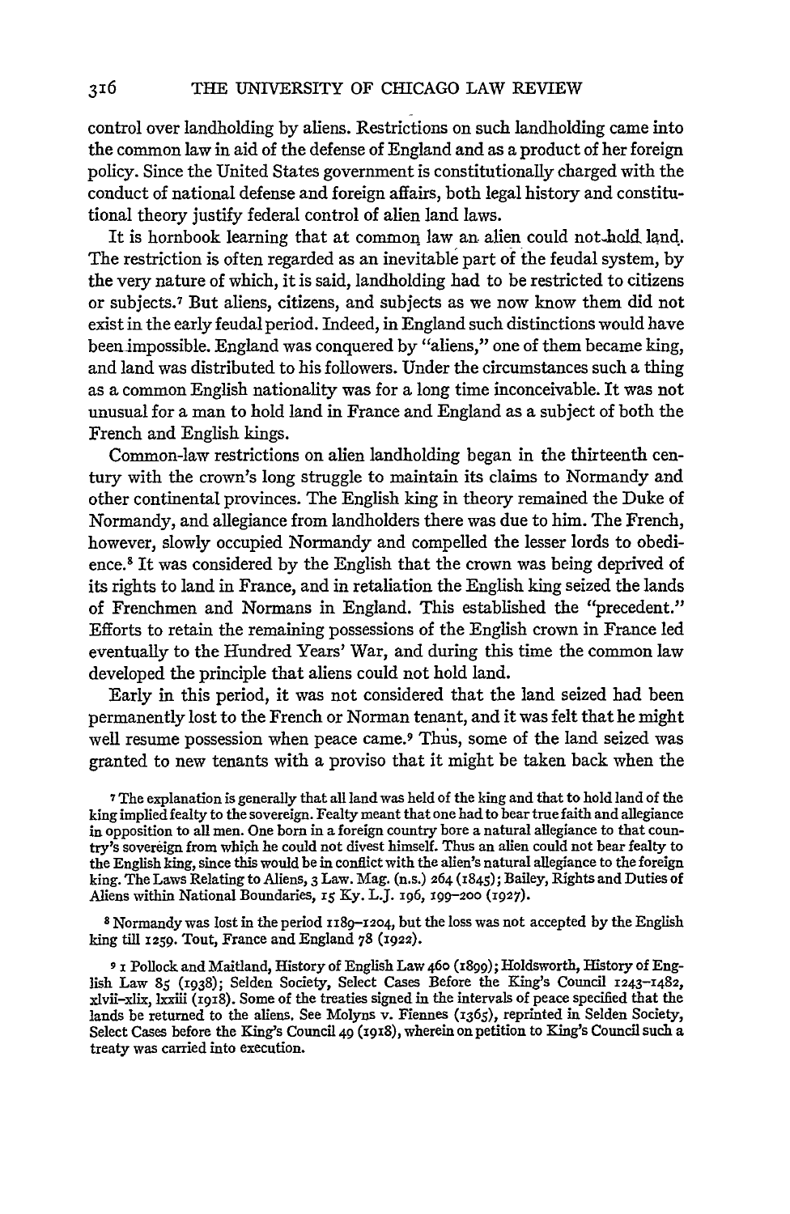control over landholding by aliens. Restrictions on such landholding came into the common law in aid of the defense of England and as a product of her foreign policy. Since the United States government is constitutionally charged with the conduct of national defense and foreign affairs, both legal history and constitutional theory justify federal control of alien land laws.

It is hornbook learning that at common law an alien could not hold land. The restriction is often regarded as an inevitable part of the feudal system, by the very nature of which, it is said, landholding had to be restricted to citizens or subjects.[7] But aliens, citizens, and subjects as we now know them did not exist in the early feudal period. Indeed, in England such distinctions would have been impossible. England was conquered by "aliens," one of them became king, and land was distributed to his followers. Under the circumstances such a thing as a common English nationality was for a long time inconceivable. It was not unusual for a man to hold land in France and England as a subject of both the French and English kings.

Common-law restrictions on alien landholding began in the thirteenth century with the crown's long struggle to maintain its claims to Normandy and other continental provinces. The English king in theory remained the Duke of Normandy, and allegiance from landholders there was due to him. The French, however, slowly occupied Normandy and compelled the lesser lords to obedience.[8] It was considered by the English that the crown was being deprived of its rights to land in France, and in retaliation the English king seized the lands of Frenchmen and Normans in England. This established the "precedent." Efforts to retain the remaining possessions of the English crown in France led eventually to the Hundred Years' War, and during this time the common law developed the principle that aliens could not hold land.

Early in this period, it was not considered that the land seized had been permanently lost to the French or Norman tenant, and it was felt that he might well resume possession when peace came.[9] Thus, some of the land seized was granted to new tenants with a proviso that it might be taken back when the

[7] The explanation is generally that all land was held of the king and that to hold land of the king implied fealty to the sovereign. Fealty meant that one had to bear true faith and allegiance in opposition to all men. One born in a foreign country bore a natural allegiance to that country's sovereign from which he could not divest himself. Thus an alien could not bear fealty to the English king, since this would be in conflict with the alien's natural allegiance to the foreign king. The Laws Relating to Aliens, 3 Law. Mag. (n.s.) 264 (1845); Bailey, Rights and Duties of Aliens within National Boundaries, 15 Ky. L.J. 196, 199–200 (1927).

[8] Normandy was lost in the period 1189–1204, but the loss was not accepted by the English king till 1259. Tout, France and England 78 (1922).

[9] 1 Pollock and Maitland, History of English Law 460 (1899); Holdsworth, History of English Law 85 (1938); Selden Society, Select Cases Before the King's Council 1243–1482, xlvii–xlix, lxxiii (1918). Some of the treaties signed in the intervals of peace specified that the lands be returned to the aliens. See Molyns v. Fiennes (1365), reprinted in Selden Society, Select Cases before the King's Council 49 (1918), wherein on petition to King's Council such a treaty was carried into execution.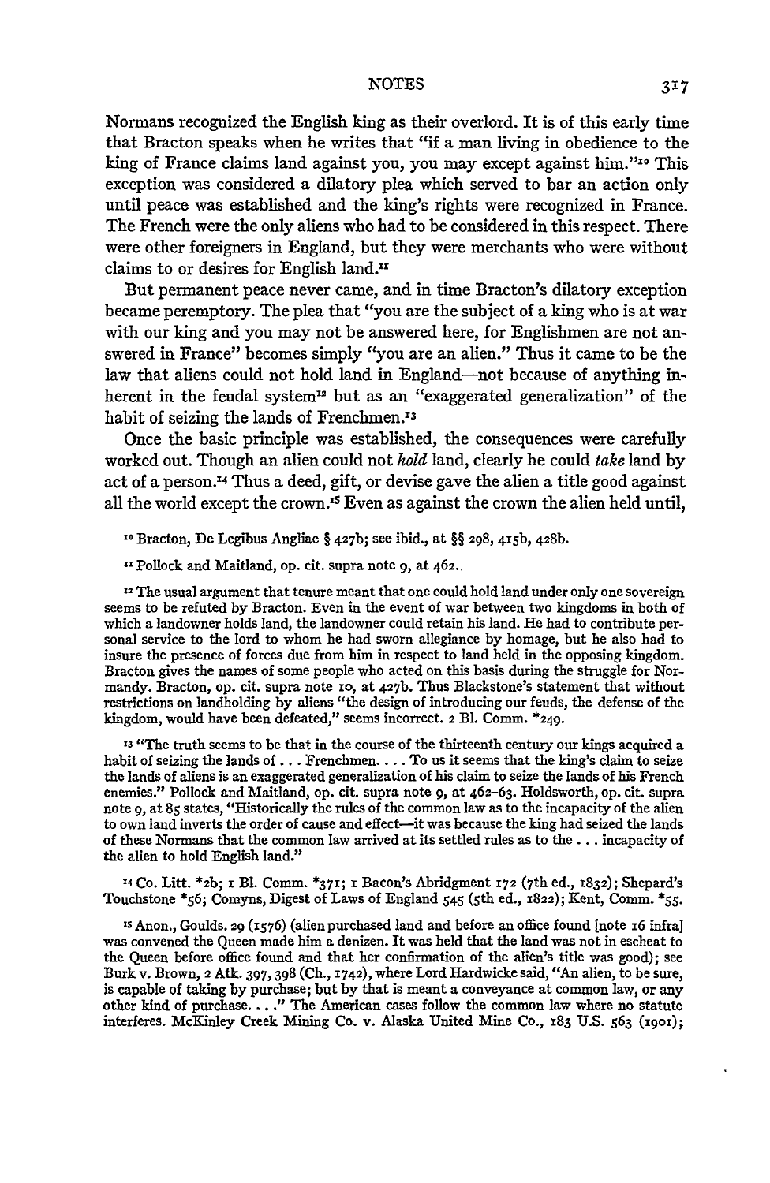Normans recognized the English king as their overlord. It is of this early time that Bracton speaks when he writes that "if a man living in obedience to the king of France claims land against you, you may except against him."[10] This exception was considered a dilatory plea which served to bar an action only until peace was established and the king's rights were recognized in France. The French were the only aliens who had to be considered in this respect. There were other foreigners in England, but they were merchants who were without claims to or desires for English land.[11]

But permanent peace never came, and in time Bracton's dilatory exception became peremptory. The plea that "you are the subject of a king who is at war with our king and you may not be answered here, for Englishmen are not answered in France" becomes simply "you are an alien." Thus it came to be the law that aliens could not hold land in England—not because of anything inherent in the feudal system[12] but as an "exaggerated generalization" of the habit of seizing the lands of Frenchmen.[13]

Once the basic principle was established, the consequences were carefully worked out. Though an alien could not *hold* land, clearly he could *take* land by act of a person.[14] Thus a deed, gift, or devise gave the alien a title good against all the world except the crown.[15] Even as against the crown the alien held until,

[10] Bracton, De Legibus Angliae § 427b; see ibid., at §§ 298, 415b, 428b.

[11] Pollock and Maitland, op. cit. supra note 9, at 462.

[12] The usual argument that tenure meant that one could hold land under only one sovereign seems to be refuted by Bracton. Even in the event of war between two kingdoms in both of which a landowner holds land, the landowner could retain his land. He had to contribute personal service to the lord to whom he had sworn allegiance by homage, but he also had to insure the presence of forces due from him in respect to land held in the opposing kingdom. Bracton gives the names of some people who acted on this basis during the struggle for Normandy. Bracton, op. cit. supra note 10, at 427b. Thus Blackstone's statement that without restrictions on landholding by aliens "the design of introducing our feuds, the defense of the kingdom, would have been defeated," seems incorrect. 2 Bl. Comm. *249.

[13] "The truth seems to be that in the course of the thirteenth century our kings acquired a habit of seizing the lands of . . . Frenchmen. . . . To us it seems that the king's claim to seize the lands of aliens is an exaggerated generalization of his claim to seize the lands of his French enemies." Pollock and Maitland, op. cit. supra note 9, at 462–63. Holdsworth, op. cit. supra note 9, at 85 states, "Historically the rules of the common law as to the incapacity of the alien to own land inverts the order of cause and effect—it was because the king had seized the lands of these Normans that the common law arrived at its settled rules as to the . . . incapacity of the alien to hold English land."

[14] Co. Litt. *2b; 1 Bl. Comm. *371; 1 Bacon's Abridgment 172 (7th ed., 1832); Shepard's Touchstone *56; Comyns, Digest of Laws of England 545 (5th ed., 1822); Kent, Comm. *55.

[15] Anon., Goulds. 29 (1576) (alien purchased land and before an office found [note 16 infra] was convened the Queen made him a denizen. It was held that the land was not in escheat to the Queen before office found and that her confirmation of the alien's title was good); see Burk v. Brown, 2 Atk. 397, 398 (Ch., 1742), where Lord Hardwicke said, "An alien, to be sure, is capable of taking by purchase; but by that is meant a conveyance at common law, or any other kind of purchase. . . ." The American cases follow the common law where no statute interferes. McKinley Creek Mining Co. v. Alaska United Mine Co., 183 U.S. 563 (1901);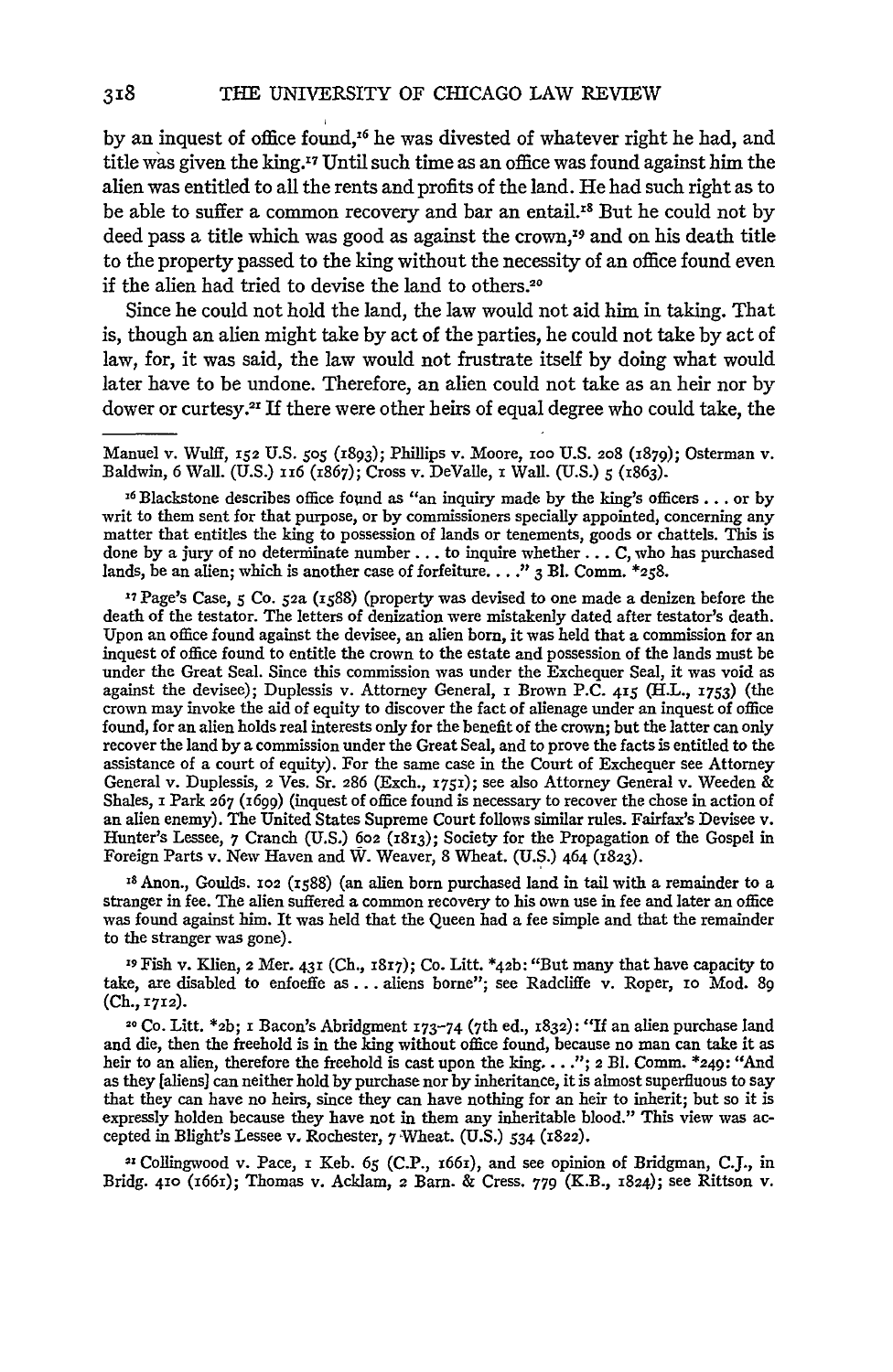by an inquest of office found,[16] he was divested of whatever right he had, and title was given the king.[17] Until such time as an office was found against him the alien was entitled to all the rents and profits of the land. He had such right as to be able to suffer a common recovery and bar an entail.[18] But he could not by deed pass a title which was good as against the crown,[19] and on his death title to the property passed to the king without the necessity of an office found even if the alien had tried to devise the land to others.[20]

Since he could not hold the land, the law would not aid him in taking. That is, though an alien might take by act of the parties, he could not take by act of law, for, it was said, the law would not frustrate itself by doing what would later have to be undone. Therefore, an alien could not take as an heir nor by dower or curtesy.[21] If there were other heirs of equal degree who could take, the

---

Manuel v. Wulff, 152 U.S. 505 (1893); Phillips v. Moore, 100 U.S. 208 (1879); Osterman v. Baldwin, 6 Wall. (U.S.) 116 (1867); Cross v. DeValle, 1 Wall. (U.S.) 5 (1863).

[16] Blackstone describes office found as "an inquiry made by the king's officers . . . or by writ to them sent for that purpose, or by commissioners specially appointed, concerning any matter that entitles the king to possession of lands or tenements, goods or chattels. This is done by a jury of no determinate number . . . to inquire whether . . . C, who has purchased lands, be an alien; which is another case of forfeiture. . . ." 3 Bl. Comm. *258.

[17] Page's Case, 5 Co. 52a (1588) (property was devised to one made a denizen before the death of the testator. The letters of denization were mistakenly dated after testator's death. Upon an office found against the devisee, an alien born, it was held that a commission for an inquest of office found to entitle the crown to the estate and possession of the lands must be under the Great Seal. Since this commission was under the Exchequer Seal, it was void as against the devisee); Duplessis v. Attorney General, 1 Brown P.C. 415 (H.L., 1753) (the crown may invoke the aid of equity to discover the fact of alienage under an inquest of office found, for an alien holds real interests only for the benefit of the crown; but the latter can only recover the land by a commission under the Great Seal, and to prove the facts is entitled to the assistance of a court of equity). For the same case in the Court of Exchequer see Attorney General v. Duplessis, 2 Ves. Sr. 286 (Exch., 1751); see also Attorney General v. Weeden & Shales, 1 Park 267 (1699) (inquest of office found is necessary to recover the chose in action of an alien enemy). The United States Supreme Court follows similar rules. Fairfax's Devisee v. Hunter's Lessee, 7 Cranch (U.S.) 602 (1813); Society for the Propagation of the Gospel in Foreign Parts v. New Haven and W. Weaver, 8 Wheat. (U.S.) 464 (1823).

[18] Anon., Goulds. 102 (1588) (an alien born purchased land in tail with a remainder to a stranger in fee. The alien suffered a common recovery to his own use in fee and later an office was found against him. It was held that the Queen had a fee simple and that the remainder to the stranger was gone).

[19] Fish v. Klien, 2 Mer. 431 (Ch., 1817); Co. Litt. *42b: "But many that have capacity to take, are disabled to enfeoffe as . . . aliens borne"; see Radcliffe v. Roper, 10 Mod. 89 (Ch., 1712).

[20] Co. Litt. *2b; 1 Bacon's Abridgment 173–74 (7th ed., 1832): "If an alien purchase land and die, then the freehold is in the king without office found, because no man can take it as heir to an alien, therefore the freehold is cast upon the king. . . ."; 2 Bl. Comm. *249: "And as they [aliens] can neither hold by purchase nor by inheritance, it is almost superfluous to say that they can have no heirs, since they can have nothing for an heir to inherit; but so it is expressly holden because they have not in them any inheritable blood." This view was accepted in Blight's Lessee v. Rochester, 7 Wheat. (U.S.) 534 (1822).

[21] Collingwood v. Pace, 1 Keb. 65 (C.P., 1661), and see opinion of Bridgman, C.J., in Bridg. 410 (1661); Thomas v. Acklam, 2 Barn. & Cress. 779 (K.B., 1824); see Rittson v.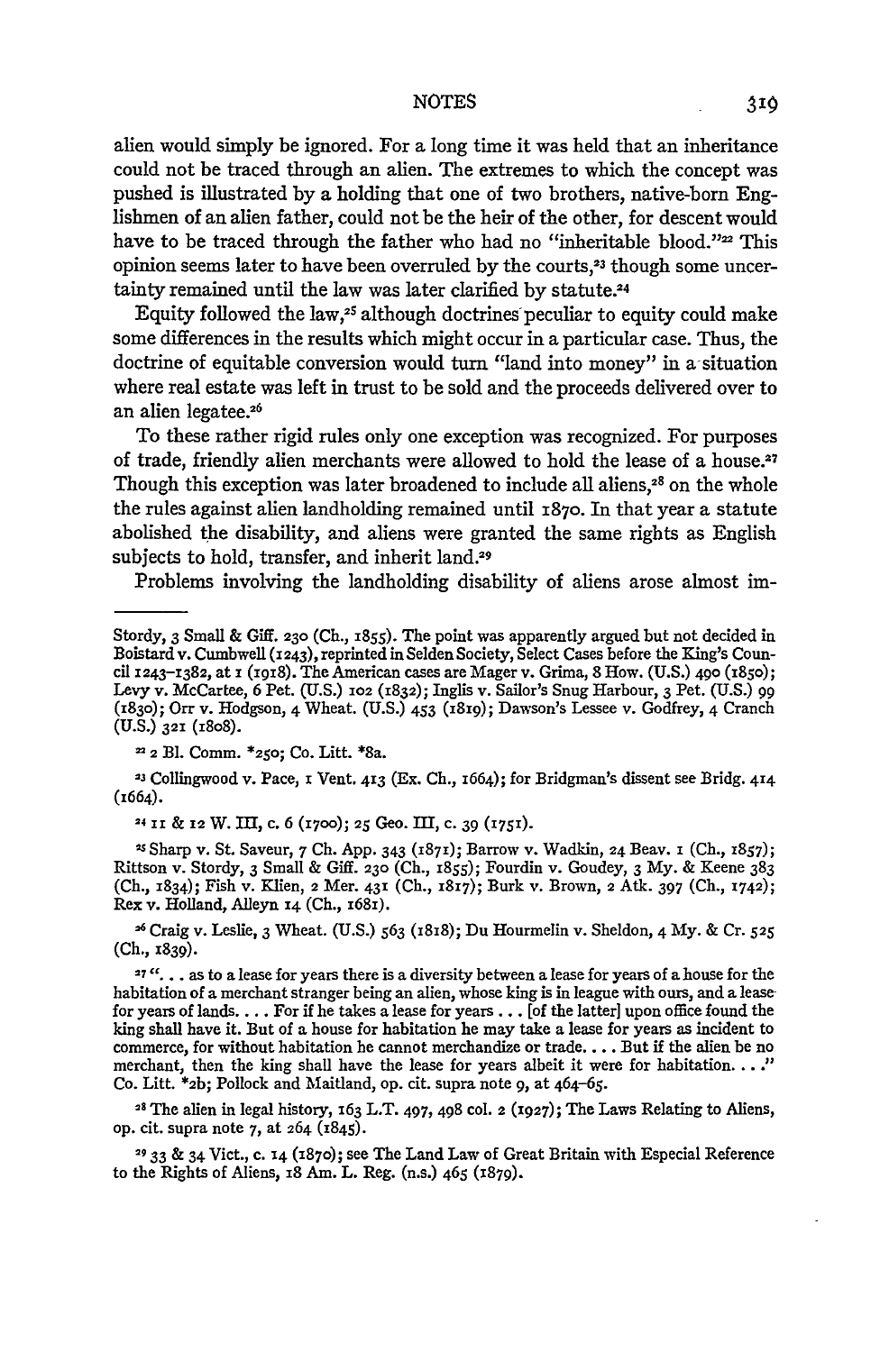alien would simply be ignored. For a long time it was held that an inheritance could not be traced through an alien. The extremes to which the concept was pushed is illustrated by a holding that one of two brothers, native-born Englishmen of an alien father, could not be the heir of the other, for descent would have to be traced through the father who had no "inheritable blood."[22] This opinion seems later to have been overruled by the courts,[23] though some uncertainty remained until the law was later clarified by statute.[24]

Equity followed the law,[25] although doctrines peculiar to equity could make some differences in the results which might occur in a particular case. Thus, the doctrine of equitable conversion would turn "land into money" in a situation where real estate was left in trust to be sold and the proceeds delivered over to an alien legatee.[26]

To these rather rigid rules only one exception was recognized. For purposes of trade, friendly alien merchants were allowed to hold the lease of a house.[27] Though this exception was later broadened to include all aliens,[28] on the whole the rules against alien landholding remained until 1870. In that year a statute abolished the disability, and aliens were granted the same rights as English subjects to hold, transfer, and inherit land.[29]

Problems involving the landholding disability of aliens arose almost im-

---

Stordy, 3 Small & Giff. 230 (Ch., 1855). The point was apparently argued but not decided in Boistard v. Cumbwell (1243), reprinted in Selden Society, Select Cases before the King's Council 1243–1382, at 1 (1918). The American cases are Mager v. Grima, 8 How. (U.S.) 490 (1850); Levy v. McCartee, 6 Pet. (U.S.) 102 (1832); Inglis v. Sailor's Snug Harbour, 3 Pet. (U.S.) 99 (1830); Orr v. Hodgson, 4 Wheat. (U.S.) 453 (1819); Dawson's Lessee v. Godfrey, 4 Cranch (U.S.) 321 (1808).

[22] 2 Bl. Comm. *250; Co. Litt. *8a.

[23] Collingwood v. Pace, 1 Vent. 413 (Ex. Ch., 1664); for Bridgman's dissent see Bridg. 414 (1664).

[24] 11 & 12 W. III, c. 6 (1700); 25 Geo. III, c. 39 (1751).

[25] Sharp v. St. Saveur, 7 Ch. App. 343 (1871); Barrow v. Wadkin, 24 Beav. 1 (Ch., 1857); Rittson v. Stordy, 3 Small & Giff. 230 (Ch., 1855); Fourdin v. Goudey, 3 My. & Keene 383 (Ch., 1834); Fish v. Klien, 2 Mer. 431 (Ch., 1817); Burk v. Brown, 2 Atk. 397 (Ch., 1742); Rex v. Holland, Alleyn 14 (Ch., 1681).

[26] Craig v. Leslie, 3 Wheat. (U.S.) 563 (1818); Du Hourmelin v. Sheldon, 4 My. & Cr. 525 (Ch., 1839).

[27] ". . . as to a lease for years there is a diversity between a lease for years of a house for the habitation of a merchant stranger being an alien, whose king is in league with ours, and a lease for years of lands. . . . For if he takes a lease for years . . . [of the latter] upon office found the king shall have it. But of a house for habitation he may take a lease for years as incident to commerce, for without habitation he cannot merchandize or trade. . . . But if the alien be no merchant, then the king shall have the lease for years albeit it were for habitation. . . ." Co. Litt. *2b; Pollock and Maitland, op. cit. supra note 9, at 464–65.

[28] The alien in legal history, 163 L.T. 497, 498 col. 2 (1927); The Laws Relating to Aliens, op. cit. supra note 7, at 264 (1845).

[29] 33 & 34 Vict., c. 14 (1870); see The Land Law of Great Britain with Especial Reference to the Rights of Aliens, 18 Am. L. Reg. (n.s.) 465 (1879).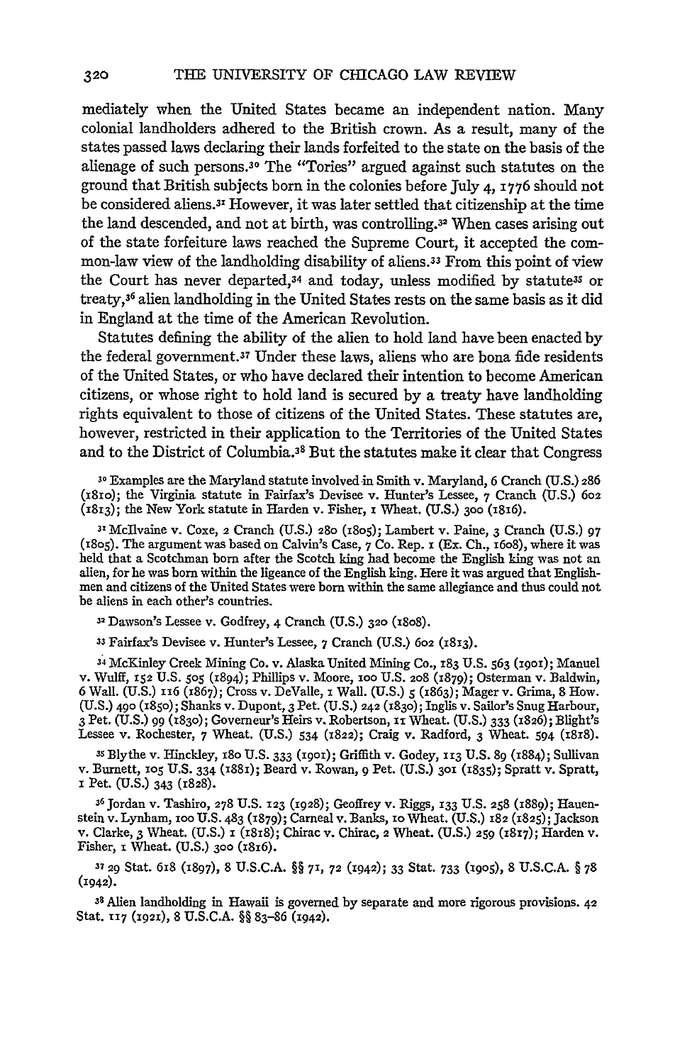mediately when the United States became an independent nation. Many colonial landholders adhered to the British crown. As a result, many of the states passed laws declaring their lands forfeited to the state on the basis of the alienage of such persons.[30] The "Tories" argued against such statutes on the ground that British subjects born in the colonies before July 4, 1776 should not be considered aliens.[31] However, it was later settled that citizenship at the time the land descended, and not at birth, was controlling.[32] When cases arising out of the state forfeiture laws reached the Supreme Court, it accepted the common-law view of the landholding disability of aliens.[33] From this point of view the Court has never departed,[34] and today, unless modified by statute[35] or treaty,[36] alien landholding in the United States rests on the same basis as it did in England at the time of the American Revolution.

Statutes defining the ability of the alien to hold land have been enacted by the federal government.[37] Under these laws, aliens who are bona fide residents of the United States, or who have declared their intention to become American citizens, or whose right to hold land is secured by a treaty have landholding rights equivalent to those of citizens of the United States. These statutes are, however, restricted in their application to the Territories of the United States and to the District of Columbia.[38] But the statutes make it clear that Congress

[30] Examples are the Maryland statute involved in Smith v. Maryland, 6 Cranch (U.S.) 286 (1810); the Virginia statute in Fairfax's Devisee v. Hunter's Lessee, 7 Cranch (U.S.) 602 (1813); the New York statute in Harden v. Fisher, 1 Wheat. (U.S.) 300 (1816).

[31] McIlvaine v. Coxe, 2 Cranch (U.S.) 280 (1805); Lambert v. Paine, 3 Cranch (U.S.) 97 (1805). The argument was based on Calvin's Case, 7 Co. Rep. 1 (Ex. Ch., 1608), where it was held that a Scotchman born after the Scotch king had become the English king was not an alien, for he was born within the ligeance of the English king. Here it was argued that Englishmen and citizens of the United States were born within the same allegiance and thus could not be aliens in each other's countries.

[32] Dawson's Lessee v. Godfrey, 4 Cranch (U.S.) 320 (1808).

[33] Fairfax's Devisee v. Hunter's Lessee, 7 Cranch (U.S.) 602 (1813).

[34] McKinley Creek Mining Co. v. Alaska United Mining Co., 183 U.S. 563 (1901); Manuel v. Wulff, 152 U.S. 505 (1894); Phillips v. Moore, 100 U.S. 208 (1879); Osterman v. Baldwin, 6 Wall. (U.S.) 116 (1867); Cross v. DeValle, 1 Wall. (U.S.) 5 (1863); Mager v. Grima, 8 How. (U.S.) 490 (1850); Shanks v. Dupont, 3 Pet. (U.S.) 242 (1830); Inglis v. Sailor's Snug Harbour, 3 Pet. (U.S.) 99 (1830); Governeur's Heirs v. Robertson, 11 Wheat. (U.S.) 333 (1826); Blight's Lessee v. Rochester, 7 Wheat. (U.S.) 534 (1822); Craig v. Radford, 3 Wheat. 594 (1818).

[35] Blythe v. Hinckley, 180 U.S. 333 (1901); Griffith v. Godey, 113 U.S. 89 (1884); Sullivan v. Burnett, 105 U.S. 334 (1881); Beard v. Rowan, 9 Pet. (U.S.) 301 (1835); Spratt v. Spratt, 1 Pet. (U.S.) 343 (1828).

[36] Jordan v. Tashiro, 278 U.S. 123 (1928); Geoffrey v. Riggs, 133 U.S. 258 (1889); Hauenstein v. Lynham, 100 U.S. 483 (1879); Carneal v. Banks, 10 Wheat. (U.S.) 182 (1825); Jackson v. Clarke, 3 Wheat. (U.S.) 1 (1818); Chirac v. Chirac, 2 Wheat. (U.S.) 259 (1817); Harden v. Fisher, 1 Wheat. (U.S.) 300 (1816).

[37] 29 Stat. 618 (1897), 8 U.S.C.A. §§ 71, 72 (1942); 33 Stat. 733 (1905), 8 U.S.C.A. § 78 (1942).

[38] Alien landholding in Hawaii is governed by separate and more rigorous provisions. 42 Stat. 117 (1921), 8 U.S.C.A. §§ 83–86 (1942).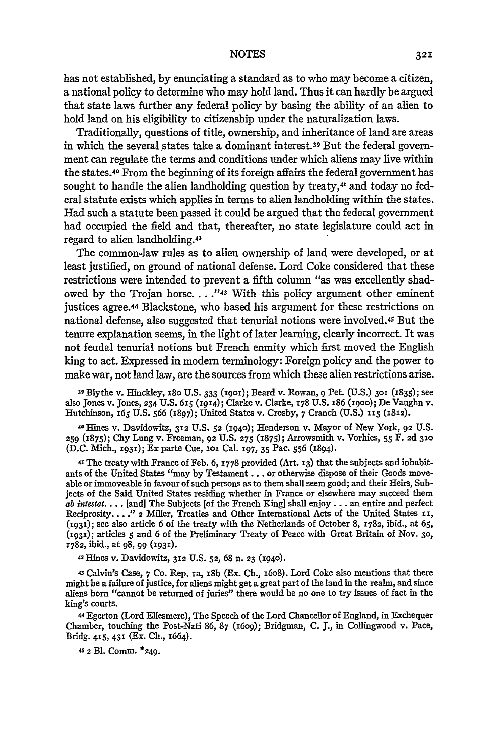has not established, by enunciating a standard as to who may become a citizen, a national policy to determine who may hold land. Thus it can hardly be argued that state laws further any federal policy by basing the ability of an alien to hold land on his eligibility to citizenship under the naturalization laws.

Traditionally, questions of title, ownership, and inheritance of land are areas in which the several states take a dominant interest.[39] But the federal government can regulate the terms and conditions under which aliens may live within the states.[40] From the beginning of its foreign affairs the federal government has sought to handle the alien landholding question by treaty,[41] and today no federal statute exists which applies in terms to alien landholding within the states. Had such a statute been passed it could be argued that the federal government had occupied the field and that, thereafter, no state legislature could act in regard to alien landholding.[42]

The common-law rules as to alien ownership of land were developed, or at least justified, on ground of national defense. Lord Coke considered that these restrictions were intended to prevent a fifth column "as was excellently shadowed by the Trojan horse. . . ."[43] With this policy argument other eminent justices agree.[44] Blackstone, who based his argument for these restrictions on national defense, also suggested that tenurial notions were involved.[45] But the tenure explanation seems, in the light of later learning, clearly incorrect. It was not feudal tenurial notions but French enmity which first moved the English king to act. Expressed in modern terminology: Foreign policy and the power to make war, not land law, are the sources from which these alien restrictions arise.

[39] Blythe v. Hinckley, 180 U.S. 333 (1901); Beard v. Rowan, 9 Pet. (U.S.) 301 (1835); see also Jones v. Jones, 234 U.S. 615 (1914); Clarke v. Clarke, 178 U.S. 186 (1900); De Vaughn v. Hutchinson, 165 U.S. 566 (1897); United States v. Crosby, 7 Cranch (U.S.) 115 (1812).

[40] Hines v. Davidowitz, 312 U.S. 52 (1940); Henderson v. Mayor of New York, 92 U.S. 259 (1875); Chy Lung v. Freeman, 92 U.S. 275 (1875); Arrowsmith v. Vorhies, 55 F. 2d 310 (D.C. Mich., 1931); Ex parte Cue, 101 Cal. 197, 35 Pac. 556 (1894).

[41] The treaty with France of Feb. 6, 1778 provided (Art. 13) that the subjects and inhabitants of the United States "may by Testament . . . or otherwise dispose of their Goods moveable or immoveable in favour of such persons as to them shall seem good; and their Heirs, Subjects of the Said United States residing whether in France or elsewhere may succeed them *ab intestat*. . . . [and] The Subjects [of the French King] shall enjoy . . . an entire and perfect Reciprosity. . . ." 2 Miller, Treaties and Other International Acts of the United States 11, (1931); see also article 6 of the treaty with the Netherlands of October 8, 1782, ibid., at 65, (1931); articles 5 and 6 of the Preliminary Treaty of Peace with Great Britain of Nov. 30, 1782, ibid., at 98, 99 (1931).

[42] Hines v. Davidowitz, 312 U.S. 52, 68 n. 23 (1940).

[43] Calvin's Case, 7 Co. Rep. 1a, 18b (Ex. Ch., 1608). Lord Coke also mentions that there might be a failure of justice, for aliens might get a great part of the land in the realm, and since aliens born "cannot be returned of juries" there would be no one to try issues of fact in the king's courts.

[44] Egerton (Lord Ellesmere), The Speech of the Lord Chancellor of England, in Exchequer Chamber, touching the Post-Nati 86, 87 (1609); Bridgman, C. J., in Collingwood v. Pace, Bridg. 415, 431 (Ex. Ch., 1664).

[45] 2 Bl. Comm. *249.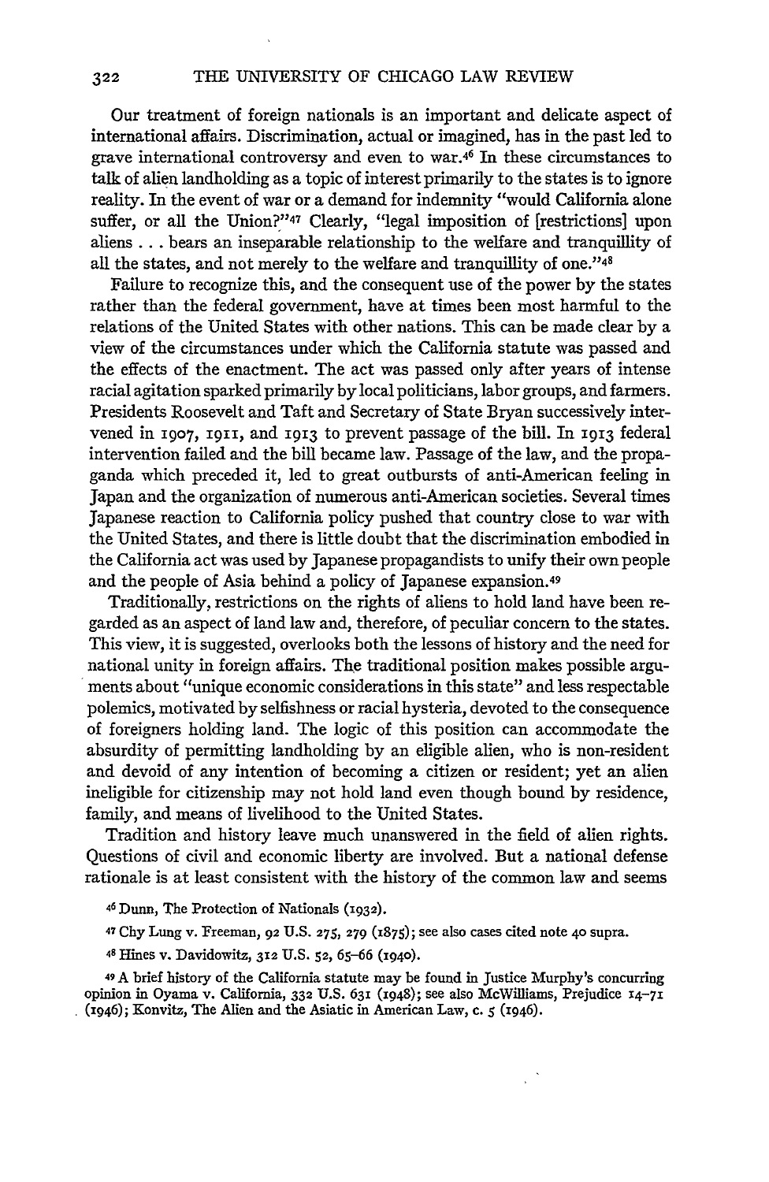Our treatment of foreign nationals is an important and delicate aspect of international affairs. Discrimination, actual or imagined, has in the past led to grave international controversy and even to war.[46] In these circumstances to talk of alien landholding as a topic of interest primarily to the states is to ignore reality. In the event of war or a demand for indemnity "would California alone suffer, or all the Union?"[47] Clearly, "legal imposition of [restrictions] upon aliens . . . bears an inseparable relationship to the welfare and tranquillity of all the states, and not merely to the welfare and tranquillity of one."[48]

Failure to recognize this, and the consequent use of the power by the states rather than the federal government, have at times been most harmful to the relations of the United States with other nations. This can be made clear by a view of the circumstances under which the California statute was passed and the effects of the enactment. The act was passed only after years of intense racial agitation sparked primarily by local politicians, labor groups, and farmers. Presidents Roosevelt and Taft and Secretary of State Bryan successively intervened in 1907, 1911, and 1913 to prevent passage of the bill. In 1913 federal intervention failed and the bill became law. Passage of the law, and the propaganda which preceded it, led to great outbursts of anti-American feeling in Japan and the organization of numerous anti-American societies. Several times Japanese reaction to California policy pushed that country close to war with the United States, and there is little doubt that the discrimination embodied in the California act was used by Japanese propagandists to unify their own people and the people of Asia behind a policy of Japanese expansion.[49]

Traditionally, restrictions on the rights of aliens to hold land have been regarded as an aspect of land law and, therefore, of peculiar concern to the states. This view, it is suggested, overlooks both the lessons of history and the need for national unity in foreign affairs. The traditional position makes possible arguments about "unique economic considerations in this state" and less respectable polemics, motivated by selfishness or racial hysteria, devoted to the consequence of foreigners holding land. The logic of this position can accommodate the absurdity of permitting landholding by an eligible alien, who is non-resident and devoid of any intention of becoming a citizen or resident; yet an alien ineligible for citizenship may not hold land even though bound by residence, family, and means of livelihood to the United States.

Tradition and history leave much unanswered in the field of alien rights. Questions of civil and economic liberty are involved. But a national defense rationale is at least consistent with the history of the common law and seems

[46] Dunn, The Protection of Nationals (1932).

[47] Chy Lung v. Freeman, 92 U.S. 275, 279 (1875); see also cases cited note 40 supra.

[48] Hines v. Davidowitz, 312 U.S. 52, 65–66 (1940).

[49] A brief history of the California statute may be found in Justice Murphy's concurring opinion in Oyama v. California, 332 U.S. 631 (1948); see also McWilliams, Prejudice 14–71 (1946); Konvitz, The Alien and the Asiatic in American Law, c. 5 (1946).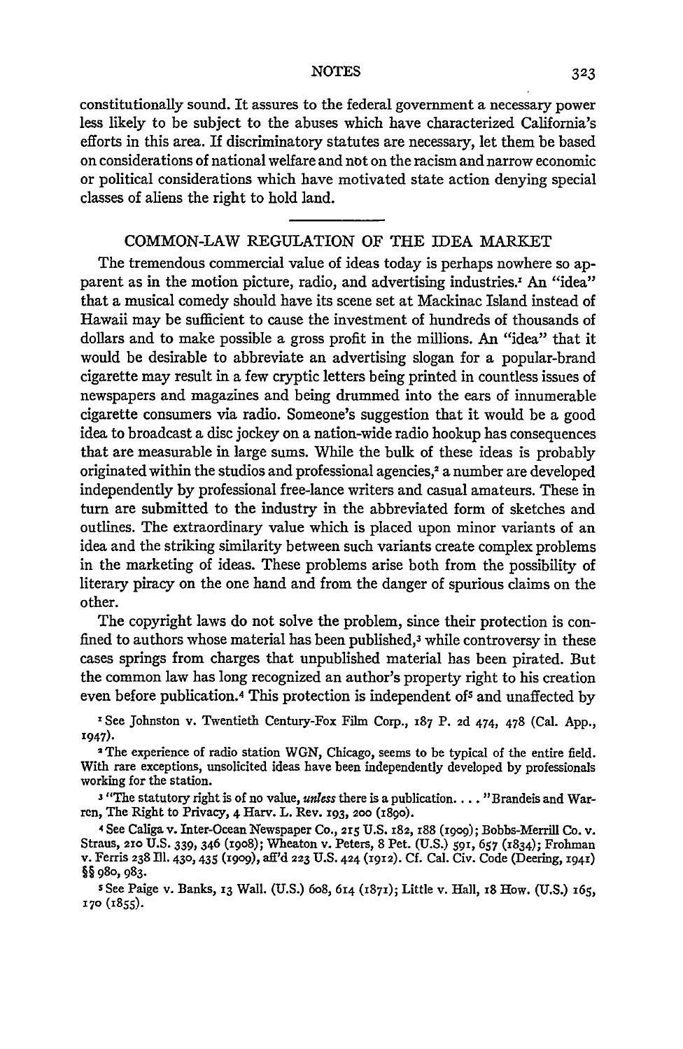constitutionally sound. It assures to the federal government a necessary power less likely to be subject to the abuses which have characterized California's efforts in this area. If discriminatory statutes are necessary, let them be based on considerations of national welfare and not on the racism and narrow economic or political considerations which have motivated state action denying special classes of aliens the right to hold land.

## COMMON-LAW REGULATION OF THE IDEA MARKET

The tremendous commercial value of ideas today is perhaps nowhere so apparent as in the motion picture, radio, and advertising industries.[1] An "idea" that a musical comedy should have its scene set at Mackinac Island instead of Hawaii may be sufficient to cause the investment of hundreds of thousands of dollars and to make possible a gross profit in the millions. An "idea" that it would be desirable to abbreviate an advertising slogan for a popular-brand cigarette may result in a few cryptic letters being printed in countless issues of newspapers and magazines and being drummed into the ears of innumerable cigarette consumers via radio. Someone's suggestion that it would be a good idea to broadcast a disc jockey on a nation-wide radio hookup has consequences that are measurable in large sums. While the bulk of these ideas is probably originated within the studios and professional agencies,[2] a number are developed independently by professional free-lance writers and casual amateurs. These in turn are submitted to the industry in the abbreviated form of sketches and outlines. The extraordinary value which is placed upon minor variants of an idea and the striking similarity between such variants create complex problems in the marketing of ideas. These problems arise both from the possibility of literary piracy on the one hand and from the danger of spurious claims on the other.

The copyright laws do not solve the problem, since their protection is confined to authors whose material has been published,[3] while controversy in these cases springs from charges that unpublished material has been pirated. But the common law has long recognized an author's property right to his creation even before publication.[4] This protection is independent of[5] and unaffected by

[1] See Johnston v. Twentieth Century-Fox Film Corp., 187 P. 2d 474, 478 (Cal. App., 1947).

[2] The experience of radio station WGN, Chicago, seems to be typical of the entire field. With rare exceptions, unsolicited ideas have been independently developed by professionals working for the station.

[3] "The statutory right is of no value, *unless* there is a publication. . . . " Brandeis and Warren, The Right to Privacy, 4 Harv. L. Rev. 193, 200 (1890).

[4] See Caliga v. Inter-Ocean Newspaper Co., 215 U.S. 182, 188 (1909); Bobbs-Merrill Co. v. Straus, 210 U.S. 339, 346 (1908); Wheaton v. Peters, 8 Pet. (U.S.) 591, 657 (1834); Frohman v. Ferris 238 Ill. 430, 435 (1909), aff'd 223 U.S. 424 (1912). Cf. Cal. Civ. Code (Deering, 1941) §§ 980, 983.

[5] See Paige v. Banks, 13 Wall. (U.S.) 608, 614 (1871); Little v. Hall, 18 How. (U.S.) 165, 170 (1855).